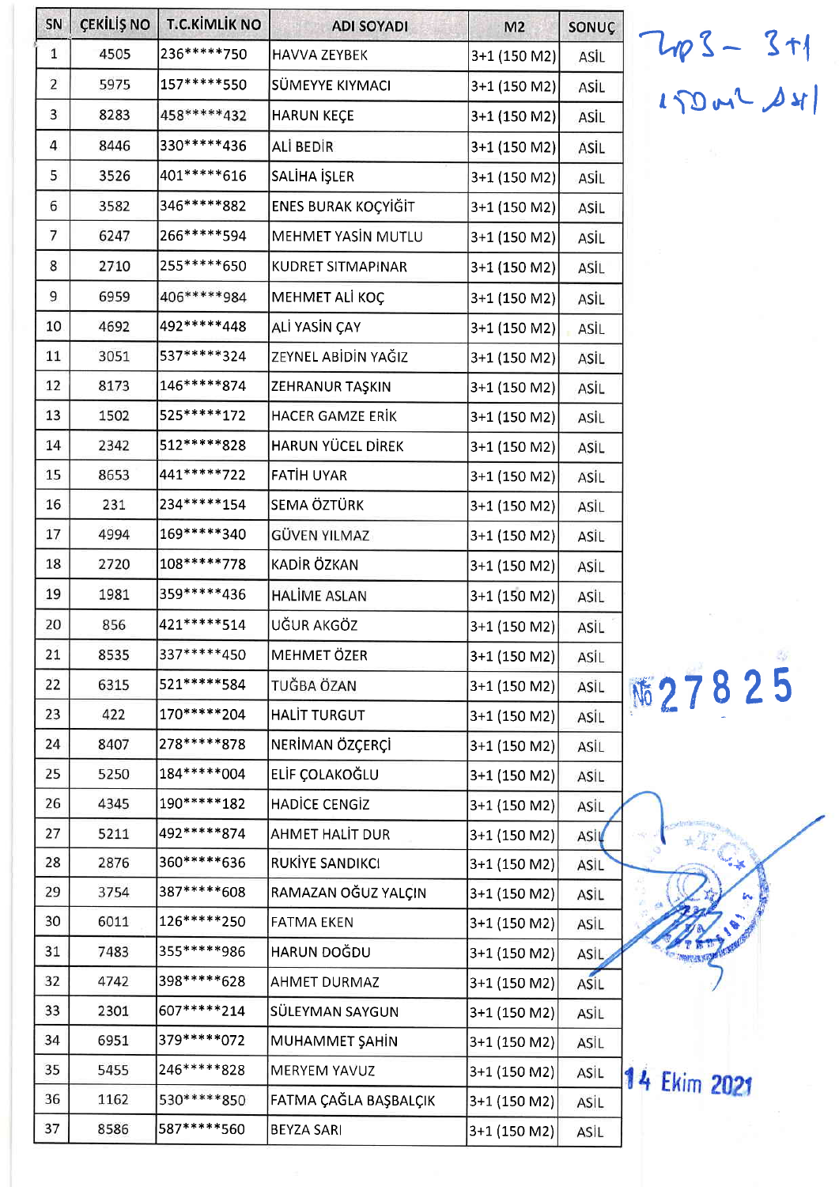| SN | ÇEKİLİŞ NO | T.C.KİMLİK NO | ADI SOYADI | M2 | SONUÇ |
|---|---|---|---|---|---|
| 1 | 4505 | 236*****750 | HAVVA ZEYBEK | 3+1 (150 M2) | ASİL |
| 2 | 5975 | 157*****550 | SÜMEYYE KIYMACI | 3+1 (150 M2) | ASİL |
| 3 | 8283 | 458*****432 | HARUN KEÇE | 3+1 (150 M2) | ASİL |
| 4 | 8446 | 330*****436 | ALİ BEDİR | 3+1 (150 M2) | ASİL |
| 5 | 3526 | 401*****616 | SALİHA İŞLER | 3+1 (150 M2) | ASİL |
| 6 | 3582 | 346*****882 | ENES BURAK KOÇYİĞİT | 3+1 (150 M2) | ASİL |
| 7 | 6247 | 266*****594 | MEHMET YASİN MUTLU | 3+1 (150 M2) | ASİL |
| 8 | 2710 | 255*****650 | KUDRET SITMAPINAR | 3+1 (150 M2) | ASİL |
| 9 | 6959 | 406*****984 | MEHMET ALİ KOÇ | 3+1 (150 M2) | ASİL |
| 10 | 4692 | 492*****448 | ALİ YASİN ÇAY | 3+1 (150 M2) | ASİL |
| 11 | 3051 | 537*****324 | ZEYNEL ABİDİN YAĞIZ | 3+1 (150 M2) | ASİL |
| 12 | 8173 | 146*****874 | ZEHRANUR TAŞKIN | 3+1 (150 M2) | ASİL |
| 13 | 1502 | 525*****172 | HACER GAMZE ERİK | 3+1 (150 M2) | ASİL |
| 14 | 2342 | 512*****828 | HARUN YÜCEL DİREK | 3+1 (150 M2) | ASİL |
| 15 | 8653 | 441*****722 | FATİH UYAR | 3+1 (150 M2) | ASİL |
| 16 | 231 | 234*****154 | SEMA ÖZTÜRK | 3+1 (150 M2) | ASİL |
| 17 | 4994 | 169*****340 | GÜVEN YILMAZ | 3+1 (150 M2) | ASİL |
| 18 | 2720 | 108*****778 | KADİR ÖZKAN | 3+1 (150 M2) | ASİL |
| 19 | 1981 | 359*****436 | HALİME ASLAN | 3+1 (150 M2) | ASİL |
| 20 | 856 | 421*****514 | UĞUR AKGÖZ | 3+1 (150 M2) | ASİL |
| 21 | 8535 | 337*****450 | MEHMET ÖZER | 3+1 (150 M2) | ASİL |
| 22 | 6315 | 521*****584 | TUĞBA ÖZAN | 3+1 (150 M2) | ASİL |
| 23 | 422 | 170*****204 | HALİT TURGUT | 3+1 (150 M2) | ASİL |
| 24 | 8407 | 278*****878 | NERİMAN ÖZÇERÇİ | 3+1 (150 M2) | ASİL |
| 25 | 5250 | 184*****004 | ELİF ÇOLAKOĞLU | 3+1 (150 M2) | ASİL |
| 26 | 4345 | 190*****182 | HADİCE CENGİZ | 3+1 (150 M2) | ASİL |
| 27 | 5211 | 492*****874 | AHMET HALİT DUR | 3+1 (150 M2) | ASİL |
| 28 | 2876 | 360*****636 | RUKİYE SANDIKCI | 3+1 (150 M2) | ASİL |
| 29 | 3754 | 387*****608 | RAMAZAN OĞUZ YALÇIN | 3+1 (150 M2) | ASİL |
| 30 | 6011 | 126*****250 | FATMA EKEN | 3+1 (150 M2) | ASİL |
| 31 | 7483 | 355*****986 | HARUN DOĞDU | 3+1 (150 M2) | ASİL |
| 32 | 4742 | 398*****628 | AHMET DURMAZ | 3+1 (150 M2) | ASİL |
| 33 | 2301 | 607*****214 | SÜLEYMAN SAYGUN | 3+1 (150 M2) | ASİL |
| 34 | 6951 | 379*****072 | MUHAMMET ŞAHİN | 3+1 (150 M2) | ASİL |
| 35 | 5455 | 246*****828 | MERYEM YAVUZ | 3+1 (150 M2) | ASİL |
| 36 | 1162 | 530*****850 | FATMA ÇAĞLA BAŞBALÇIK | 3+1 (150 M2) | ASİL |
| 37 | 8586 | 587*****560 | BEYZA SARI | 3+1 (150 M2) | ASİL |

Tip 3 - 3+1
150 m2 Asil

№ 27825

14 Ekim 2021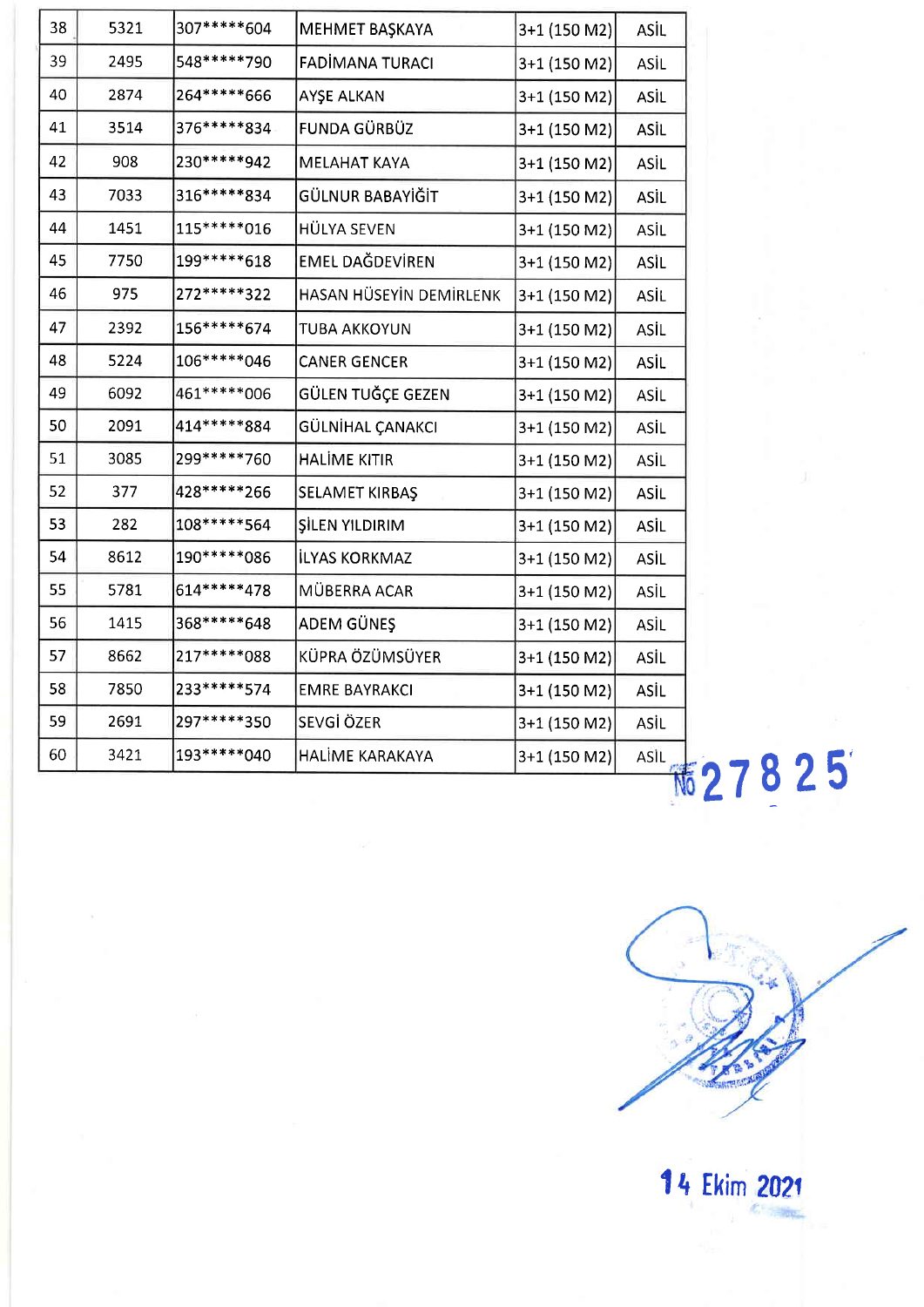| | | | | | |
|---|---|---|---|---|---|
| 38 | 5321 | 307*****604 | MEHMET BAŞKAYA | 3+1 (150 M2) | ASİL |
| 39 | 2495 | 548*****790 | FADİMANA TURACI | 3+1 (150 M2) | ASİL |
| 40 | 2874 | 264*****666 | AYŞE ALKAN | 3+1 (150 M2) | ASİL |
| 41 | 3514 | 376*****834 | FUNDA GÜRBÜZ | 3+1 (150 M2) | ASİL |
| 42 | 908 | 230*****942 | MELAHAT KAYA | 3+1 (150 M2) | ASİL |
| 43 | 7033 | 316*****834 | GÜLNUR BABAYİĞİT | 3+1 (150 M2) | ASİL |
| 44 | 1451 | 115*****016 | HÜLYA SEVEN | 3+1 (150 M2) | ASİL |
| 45 | 7750 | 199*****618 | EMEL DAĞDEVİREN | 3+1 (150 M2) | ASİL |
| 46 | 975 | 272*****322 | HASAN HÜSEYİN DEMİRLENK | 3+1 (150 M2) | ASİL |
| 47 | 2392 | 156*****674 | TUBA AKKOYUN | 3+1 (150 M2) | ASİL |
| 48 | 5224 | 106*****046 | CANER GENCER | 3+1 (150 M2) | ASİL |
| 49 | 6092 | 461*****006 | GÜLEN TUĞÇE GEZEN | 3+1 (150 M2) | ASİL |
| 50 | 2091 | 414*****884 | GÜLNİHAL ÇANAKCI | 3+1 (150 M2) | ASİL |
| 51 | 3085 | 299*****760 | HALİME KITIR | 3+1 (150 M2) | ASİL |
| 52 | 377 | 428*****266 | SELAMET KIRBAŞ | 3+1 (150 M2) | ASİL |
| 53 | 282 | 108*****564 | ŞİLEN YILDIRIM | 3+1 (150 M2) | ASİL |
| 54 | 8612 | 190*****086 | İLYAS KORKMAZ | 3+1 (150 M2) | ASİL |
| 55 | 5781 | 614*****478 | MÜBERRA ACAR | 3+1 (150 M2) | ASİL |
| 56 | 1415 | 368*****648 | ADEM GÜNEŞ | 3+1 (150 M2) | ASİL |
| 57 | 8662 | 217*****088 | KÜPRA ÖZÜMSÜYER | 3+1 (150 M2) | ASİL |
| 58 | 7850 | 233*****574 | EMRE BAYRAKCI | 3+1 (150 M2) | ASİL |
| 59 | 2691 | 297*****350 | SEVGİ ÖZER | 3+1 (150 M2) | ASİL |
| 60 | 3421 | 193*****040 | HALİME KARAKAYA | 3+1 (150 M2) | ASİL |

№ 27825

14 Ekim 2021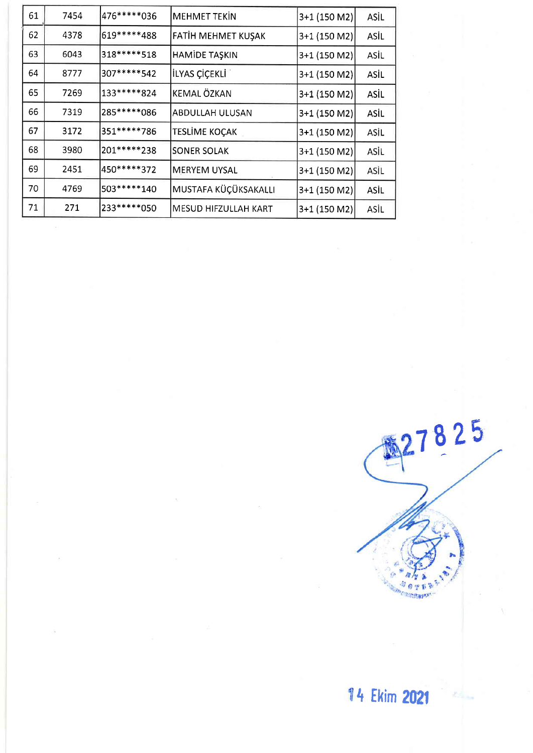| | | | | | |
|---|---|---|---|---|---|
| 61 | 7454 | 476*****036 | MEHMET TEKİN | 3+1 (150 M2) | ASİL |
| 62 | 4378 | 619*****488 | FATİH MEHMET KUŞAK | 3+1 (150 M2) | ASİL |
| 63 | 6043 | 318*****518 | HAMİDE TAŞKIN | 3+1 (150 M2) | ASİL |
| 64 | 8777 | 307*****542 | İLYAS ÇİÇEKLİ | 3+1 (150 M2) | ASİL |
| 65 | 7269 | 133*****824 | KEMAL ÖZKAN | 3+1 (150 M2) | ASİL |
| 66 | 7319 | 285*****086 | ABDULLAH ULUSAN | 3+1 (150 M2) | ASİL |
| 67 | 3172 | 351*****786 | TESLİME KOÇAK | 3+1 (150 M2) | ASİL |
| 68 | 3980 | 201*****238 | SONER SOLAK | 3+1 (150 M2) | ASİL |
| 69 | 2451 | 450*****372 | MERYEM UYSAL | 3+1 (150 M2) | ASİL |
| 70 | 4769 | 503*****140 | MUSTAFA KÜÇÜKSAKALLI | 3+1 (150 M2) | ASİL |
| 71 | 271 | 233*****050 | MESUD HIFZULLAH KART | 3+1 (150 M2) | ASİL |

27825

14 Ekim 2021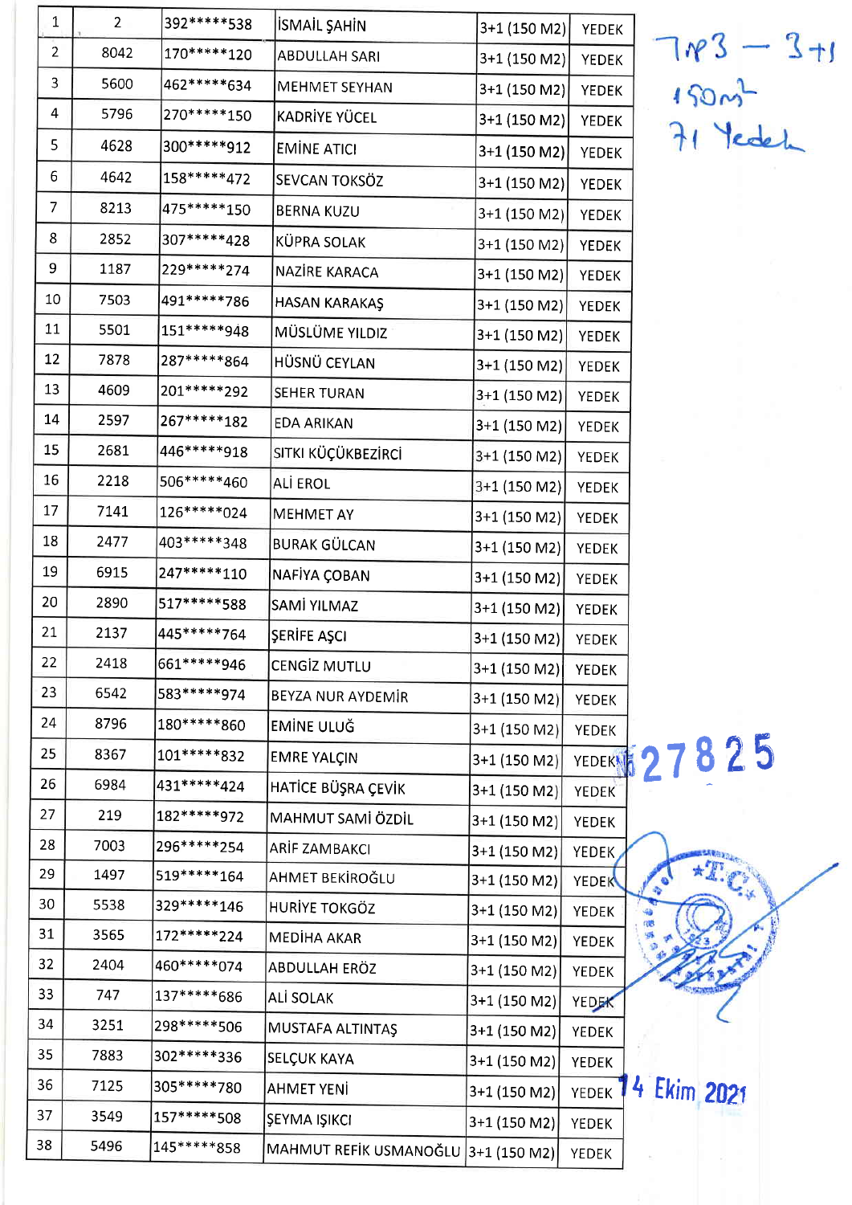| | | | | | |
|---|---|---|---|---|---|
| 1 | 2 | 392*****538 | İSMAİL ŞAHİN | 3+1 (150 M2) | YEDEK |
| 2 | 8042 | 170*****120 | ABDULLAH SARI | 3+1 (150 M2) | YEDEK |
| 3 | 5600 | 462*****634 | MEHMET SEYHAN | 3+1 (150 M2) | YEDEK |
| 4 | 5796 | 270*****150 | KADRİYE YÜCEL | 3+1 (150 M2) | YEDEK |
| 5 | 4628 | 300*****912 | EMİNE ATICI | 3+1 (150 M2) | YEDEK |
| 6 | 4642 | 158*****472 | SEVCAN TOKSÖZ | 3+1 (150 M2) | YEDEK |
| 7 | 8213 | 475*****150 | BERNA KUZU | 3+1 (150 M2) | YEDEK |
| 8 | 2852 | 307*****428 | KÜPRA SOLAK | 3+1 (150 M2) | YEDEK |
| 9 | 1187 | 229*****274 | NAZİRE KARACA | 3+1 (150 M2) | YEDEK |
| 10 | 7503 | 491*****786 | HASAN KARAKAŞ | 3+1 (150 M2) | YEDEK |
| 11 | 5501 | 151*****948 | MÜSLÜME YILDIZ | 3+1 (150 M2) | YEDEK |
| 12 | 7878 | 287*****864 | HÜSNÜ CEYLAN | 3+1 (150 M2) | YEDEK |
| 13 | 4609 | 201*****292 | SEHER TURAN | 3+1 (150 M2) | YEDEK |
| 14 | 2597 | 267*****182 | EDA ARIKAN | 3+1 (150 M2) | YEDEK |
| 15 | 2681 | 446*****918 | SITKI KÜÇÜKBEZİRCİ | 3+1 (150 M2) | YEDEK |
| 16 | 2218 | 506*****460 | ALİ EROL | 3+1 (150 M2) | YEDEK |
| 17 | 7141 | 126*****024 | MEHMET AY | 3+1 (150 M2) | YEDEK |
| 18 | 2477 | 403*****348 | BURAK GÜLCAN | 3+1 (150 M2) | YEDEK |
| 19 | 6915 | 247*****110 | NAFİYA ÇOBAN | 3+1 (150 M2) | YEDEK |
| 20 | 2890 | 517*****588 | SAMİ YILMAZ | 3+1 (150 M2) | YEDEK |
| 21 | 2137 | 445*****764 | ŞERİFE AŞCI | 3+1 (150 M2) | YEDEK |
| 22 | 2418 | 661*****946 | CENGİZ MUTLU | 3+1 (150 M2) | YEDEK |
| 23 | 6542 | 583*****974 | BEYZA NUR AYDEMİR | 3+1 (150 M2) | YEDEK |
| 24 | 8796 | 180*****860 | EMİNE ULUĞ | 3+1 (150 M2) | YEDEK |
| 25 | 8367 | 101*****832 | EMRE YALÇIN | 3+1 (150 M2) | YEDEK |
| 26 | 6984 | 431*****424 | HATİCE BÜŞRA ÇEVİK | 3+1 (150 M2) | YEDEK |
| 27 | 219 | 182*****972 | MAHMUT SAMİ ÖZDİL | 3+1 (150 M2) | YEDEK |
| 28 | 7003 | 296*****254 | ARİF ZAMBAKCI | 3+1 (150 M2) | YEDEK |
| 29 | 1497 | 519*****164 | AHMET BEKİROĞLU | 3+1 (150 M2) | YEDEK |
| 30 | 5538 | 329*****146 | HURİYE TOKGÖZ | 3+1 (150 M2) | YEDEK |
| 31 | 3565 | 172*****224 | MEDİHA AKAR | 3+1 (150 M2) | YEDEK |
| 32 | 2404 | 460*****074 | ABDULLAH ERÖZ | 3+1 (150 M2) | YEDEK |
| 33 | 747 | 137*****686 | ALİ SOLAK | 3+1 (150 M2) | YEDEK |
| 34 | 3251 | 298*****506 | MUSTAFA ALTINTAŞ | 3+1 (150 M2) | YEDEK |
| 35 | 7883 | 302*****336 | SELÇUK KAYA | 3+1 (150 M2) | YEDEK |
| 36 | 7125 | 305*****780 | AHMET YENİ | 3+1 (150 M2) | YEDEK |
| 37 | 3549 | 157*****508 | ŞEYMA IŞIKCI | 3+1 (150 M2) | YEDEK |
| 38 | 5496 | 145*****858 | MAHMUT REFİK USMANOĞLU | 3+1 (150 M2) | YEDEK |

Tip3 — 3+1
150m2
71 Yedek

27825

14 Ekim 2021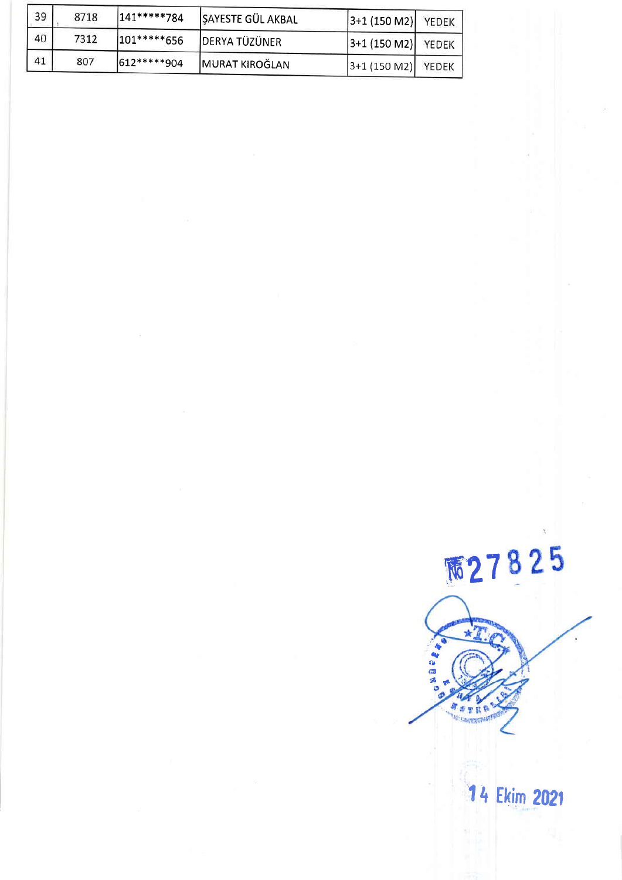| 39 | 8718 | 141*****784 | ŞAYESTE GÜL AKBAL | 3+1 (150 M2) | YEDEK |
|---|---|---|---|---|---|
| 40 | 7312 | 101*****656 | DERYA TÜZÜNER | 3+1 (150 M2) | YEDEK |
| 41 | 807 | 612*****904 | MURAT KIROĞLAN | 3+1 (150 M2) | YEDEK |

№27825

14 Ekim 2021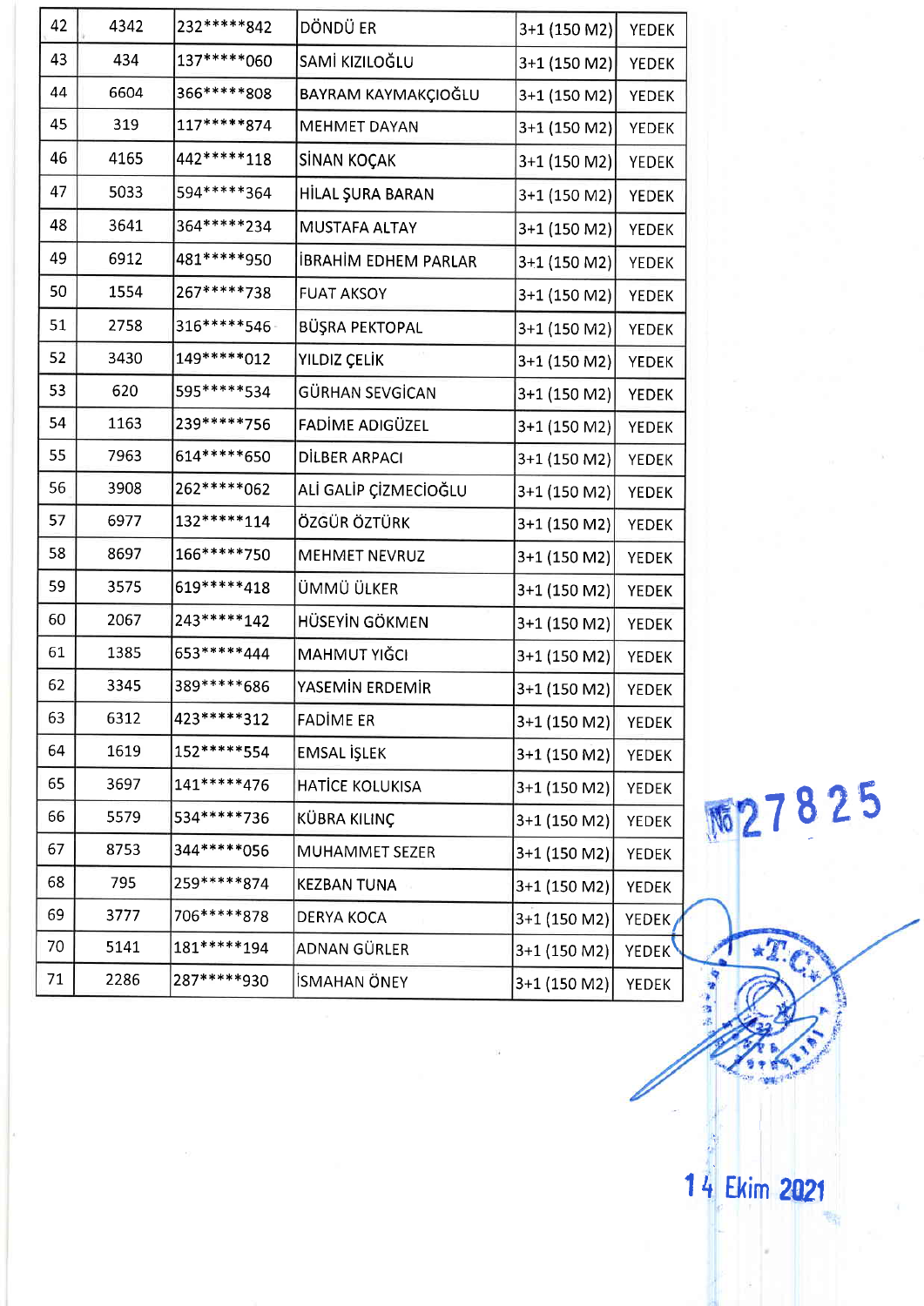| | | | | | |
|---|---|---|---|---|---|
| 42 | 4342 | 232*****842 | DÖNDÜ ER | 3+1 (150 M2) | YEDEK |
| 43 | 434 | 137*****060 | SAMİ KIZILOĞLU | 3+1 (150 M2) | YEDEK |
| 44 | 6604 | 366*****808 | BAYRAM KAYMAKÇIOĞLU | 3+1 (150 M2) | YEDEK |
| 45 | 319 | 117*****874 | MEHMET DAYAN | 3+1 (150 M2) | YEDEK |
| 46 | 4165 | 442*****118 | SİNAN KOÇAK | 3+1 (150 M2) | YEDEK |
| 47 | 5033 | 594*****364 | HİLAL ŞURA BARAN | 3+1 (150 M2) | YEDEK |
| 48 | 3641 | 364*****234 | MUSTAFA ALTAY | 3+1 (150 M2) | YEDEK |
| 49 | 6912 | 481*****950 | İBRAHİM EDHEM PARLAR | 3+1 (150 M2) | YEDEK |
| 50 | 1554 | 267*****738 | FUAT AKSOY | 3+1 (150 M2) | YEDEK |
| 51 | 2758 | 316*****546 | BÜŞRA PEKTOPAL | 3+1 (150 M2) | YEDEK |
| 52 | 3430 | 149*****012 | YILDIZ ÇELİK | 3+1 (150 M2) | YEDEK |
| 53 | 620 | 595*****534 | GÜRHAN SEVGİCAN | 3+1 (150 M2) | YEDEK |
| 54 | 1163 | 239*****756 | FADİME ADIGÜZEL | 3+1 (150 M2) | YEDEK |
| 55 | 7963 | 614*****650 | DİLBER ARPACI | 3+1 (150 M2) | YEDEK |
| 56 | 3908 | 262*****062 | ALİ GALİP ÇİZMECİOĞLU | 3+1 (150 M2) | YEDEK |
| 57 | 6977 | 132*****114 | ÖZGÜR ÖZTÜRK | 3+1 (150 M2) | YEDEK |
| 58 | 8697 | 166*****750 | MEHMET NEVRUZ | 3+1 (150 M2) | YEDEK |
| 59 | 3575 | 619*****418 | ÜMMÜ ÜLKER | 3+1 (150 M2) | YEDEK |
| 60 | 2067 | 243*****142 | HÜSEYİN GÖKMEN | 3+1 (150 M2) | YEDEK |
| 61 | 1385 | 653*****444 | MAHMUT YIĞCI | 3+1 (150 M2) | YEDEK |
| 62 | 3345 | 389*****686 | YASEMİN ERDEMİR | 3+1 (150 M2) | YEDEK |
| 63 | 6312 | 423*****312 | FADİME ER | 3+1 (150 M2) | YEDEK |
| 64 | 1619 | 152*****554 | EMSAL İŞLEK | 3+1 (150 M2) | YEDEK |
| 65 | 3697 | 141*****476 | HATİCE KOLUKISA | 3+1 (150 M2) | YEDEK |
| 66 | 5579 | 534*****736 | KÜBRA KILINÇ | 3+1 (150 M2) | YEDEK |
| 67 | 8753 | 344*****056 | MUHAMMET SEZER | 3+1 (150 M2) | YEDEK |
| 68 | 795 | 259*****874 | KEZBAN TUNA | 3+1 (150 M2) | YEDEK |
| 69 | 3777 | 706*****878 | DERYA KOCA | 3+1 (150 M2) | YEDEK |
| 70 | 5141 | 181*****194 | ADNAN GÜRLER | 3+1 (150 M2) | YEDEK |
| 71 | 2286 | 287*****930 | İSMAHAN ÖNEY | 3+1 (150 M2) | YEDEK |

№ 27825

14 Ekim 2021